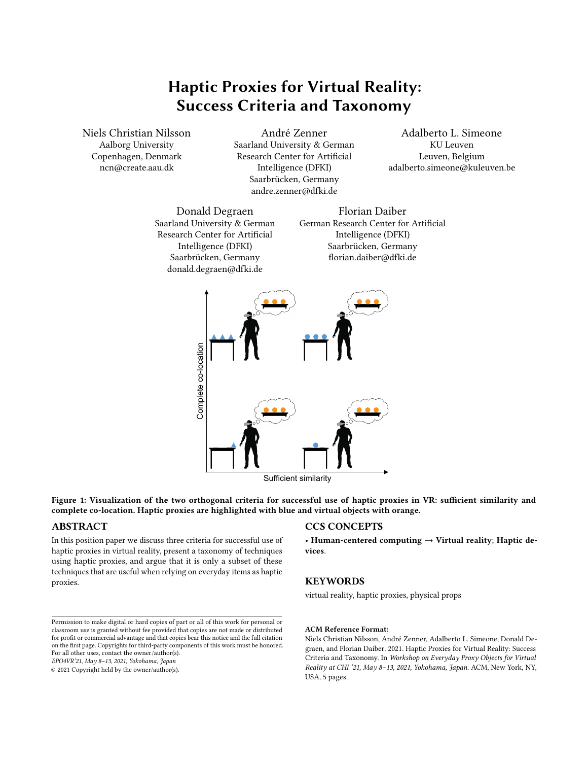# Haptic Proxies for Virtual Reality: Success Criteria and Taxonomy

Niels Christian Nilsson
Aalborg University
Copenhagen, Denmark
ncn@create.aau.dk

André Zenner
Saarland University & German Research Center for Artificial Intelligence (DFKI)
Saarbrücken, Germany
andre.zenner@dfki.de

Adalberto L. Simeone
KU Leuven
Leuven, Belgium
adalberto.simeone@kuleuven.be

Donald Degraen
Saarland University & German Research Center for Artificial Intelligence (DFKI)
Saarbrücken, Germany
donald.degraen@dfki.de

Florian Daiber
German Research Center for Artificial Intelligence (DFKI)
Saarbrücken, Germany
florian.daiber@dfki.de

**Figure 1: Visualization of the two orthogonal criteria for successful use of haptic proxies in VR: sufficient similarity and complete co-location. Haptic proxies are highlighted with blue and virtual objects with orange.**

## ABSTRACT

In this position paper we discuss three criteria for successful use of haptic proxies in virtual reality, present a taxonomy of techniques using haptic proxies, and argue that it is only a subset of these techniques that are useful when relying on everyday items as haptic proxies.

## CCS CONCEPTS

• **Human-centered computing** → **Virtual reality**; **Haptic devices**.

## KEYWORDS

virtual reality, haptic proxies, physical props

**ACM Reference Format:**
Niels Christian Nilsson, André Zenner, Adalberto L. Simeone, Donald Degraen, and Florian Daiber. 2021. Haptic Proxies for Virtual Reality: Success Criteria and Taxonomy. In *Workshop on Everyday Proxy Objects for Virtual Reality at CHI '21, May 8–13, 2021, Yokohama, Japan.* ACM, New York, NY, USA, 5 pages.

Permission to make digital or hard copies of part or all of this work for personal or classroom use is granted without fee provided that copies are not made or distributed for profit or commercial advantage and that copies bear this notice and the full citation on the first page. Copyrights for third-party components of this work must be honored. For all other uses, contact the owner/author(s).
*EPO4VR'21, May 8–13, 2021, Yokohama, Japan*
© 2021 Copyright held by the owner/author(s).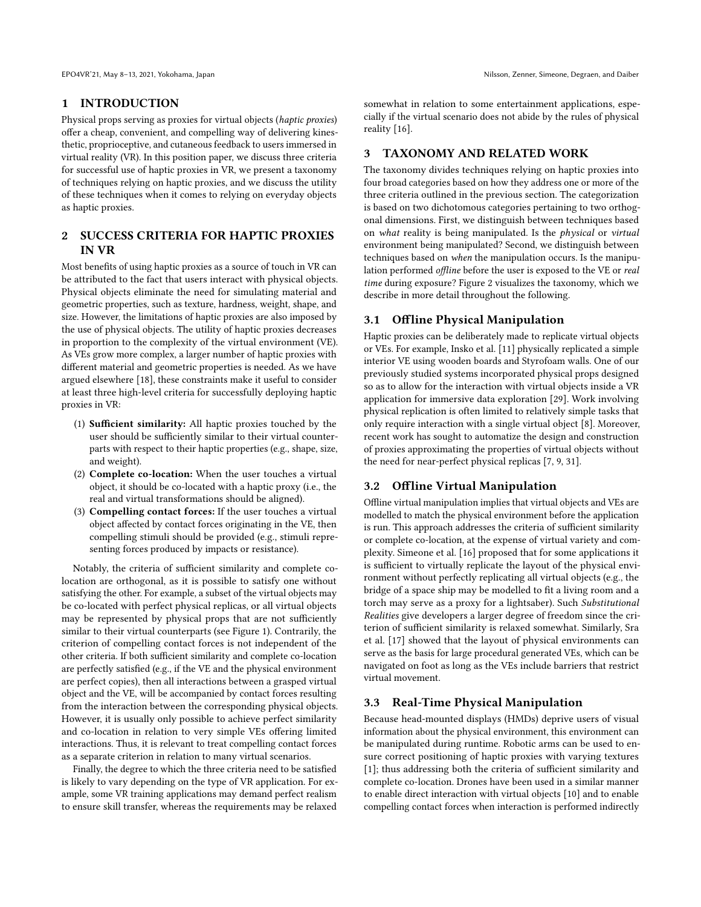# 1 INTRODUCTION

Physical props serving as proxies for virtual objects (*haptic proxies*) offer a cheap, convenient, and compelling way of delivering kinesthetic, proprioceptive, and cutaneous feedback to users immersed in virtual reality (VR). In this position paper, we discuss three criteria for successful use of haptic proxies in VR, we present a taxonomy of techniques relying on haptic proxies, and we discuss the utility of these techniques when it comes to relying on everyday objects as haptic proxies.

# 2 SUCCESS CRITERIA FOR HAPTIC PROXIES IN VR

Most benefits of using haptic proxies as a source of touch in VR can be attributed to the fact that users interact with physical objects. Physical objects eliminate the need for simulating material and geometric properties, such as texture, hardness, weight, shape, and size. However, the limitations of haptic proxies are also imposed by the use of physical objects. The utility of haptic proxies decreases in proportion to the complexity of the virtual environment (VE). As VEs grow more complex, a larger number of haptic proxies with different material and geometric properties is needed. As we have argued elsewhere [18], these constraints make it useful to consider at least three high-level criteria for successfully deploying haptic proxies in VR:

(1) **Sufficient similarity:** All haptic proxies touched by the user should be sufficiently similar to their virtual counterparts with respect to their haptic properties (e.g., shape, size, and weight).
(2) **Complete co-location:** When the user touches a virtual object, it should be co-located with a haptic proxy (i.e., the real and virtual transformations should be aligned).
(3) **Compelling contact forces:** If the user touches a virtual object affected by contact forces originating in the VE, then compelling stimuli should be provided (e.g., stimuli representing forces produced by impacts or resistance).

Notably, the criteria of sufficient similarity and complete co-location are orthogonal, as it is possible to satisfy one without satisfying the other. For example, a subset of the virtual objects may be co-located with perfect physical replicas, or all virtual objects may be represented by physical props that are not sufficiently similar to their virtual counterparts (see Figure 1). Contrarily, the criterion of compelling contact forces is not independent of the other criteria. If both sufficient similarity and complete co-location are perfectly satisfied (e.g., if the VE and the physical environment are perfect copies), then all interactions between a grasped virtual object and the VE, will be accompanied by contact forces resulting from the interaction between the corresponding physical objects. However, it is usually only possible to achieve perfect similarity and co-location in relation to very simple VEs offering limited interactions. Thus, it is relevant to treat compelling contact forces as a separate criterion in relation to many virtual scenarios.

Finally, the degree to which the three criteria need to be satisfied is likely to vary depending on the type of VR application. For example, some VR training applications may demand perfect realism to ensure skill transfer, whereas the requirements may be relaxed somewhat in relation to some entertainment applications, especially if the virtual scenario does not abide by the rules of physical reality [16].

# 3 TAXONOMY AND RELATED WORK

The taxonomy divides techniques relying on haptic proxies into four broad categories based on how they address one or more of the three criteria outlined in the previous section. The categorization is based on two dichotomous categories pertaining to two orthogonal dimensions. First, we distinguish between techniques based on *what* reality is being manipulated. Is the *physical* or *virtual* environment being manipulated? Second, we distinguish between techniques based on *when* the manipulation occurs. Is the manipulation performed *offline* before the user is exposed to the VE or *real time* during exposure? Figure 2 visualizes the taxonomy, which we describe in more detail throughout the following.

## 3.1 Offline Physical Manipulation

Haptic proxies can be deliberately made to replicate virtual objects or VEs. For example, Insko et al. [11] physically replicated a simple interior VE using wooden boards and Styrofoam walls. One of our previously studied systems incorporated physical props designed so as to allow for the interaction with virtual objects inside a VR application for immersive data exploration [29]. Work involving physical replication is often limited to relatively simple tasks that only require interaction with a single virtual object [8]. Moreover, recent work has sought to automatize the design and construction of proxies approximating the properties of virtual objects without the need for near-perfect physical replicas [7, 9, 31].

## 3.2 Offline Virtual Manipulation

Offline virtual manipulation implies that virtual objects and VEs are modelled to match the physical environment before the application is run. This approach addresses the criteria of sufficient similarity or complete co-location, at the expense of virtual variety and complexity. Simeone et al. [16] proposed that for some applications it is sufficient to virtually replicate the layout of the physical environment without perfectly replicating all virtual objects (e.g., the bridge of a space ship may be modelled to fit a living room and a torch may serve as a proxy for a lightsaber). Such *Substitutional Realities* give developers a larger degree of freedom since the criterion of sufficient similarity is relaxed somewhat. Similarly, Sra et al. [17] showed that the layout of physical environments can serve as the basis for large procedural generated VEs, which can be navigated on foot as long as the VEs include barriers that restrict virtual movement.

## 3.3 Real-Time Physical Manipulation

Because head-mounted displays (HMDs) deprive users of visual information about the physical environment, this environment can be manipulated during runtime. Robotic arms can be used to ensure correct positioning of haptic proxies with varying textures [1]; thus addressing both the criteria of sufficient similarity and complete co-location. Drones have been used in a similar manner to enable direct interaction with virtual objects [10] and to enable compelling contact forces when interaction is performed indirectly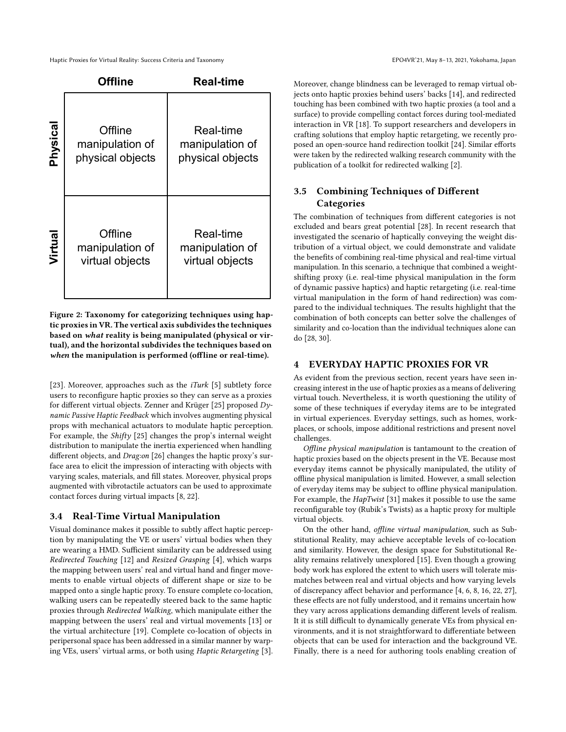|  | **Offline** | **Real-time** |
| --- | --- | --- |
| **Physical** | Offline manipulation of physical objects | Real-time manipulation of physical objects |
| **Virtual** | Offline manipulation of virtual objects | Real-time manipulation of virtual objects |

**Figure 2: Taxonomy for categorizing techniques using haptic proxies in VR. The vertical axis subdivides the techniques based on *what* reality is being manipulated (physical or virtual), and the horizontal subdivides the techniques based on *when* the manipulation is performed (offline or real-time).**

[23]. Moreover, approaches such as the *iTurk* [5] subtlety force users to reconfigure haptic proxies so they can serve as a proxies for different virtual objects. Zenner and Krüger [25] proposed *Dynamic Passive Haptic Feedback* which involves augmenting physical props with mechanical actuators to modulate haptic perception. For example, the *Shifty* [25] changes the prop's internal weight distribution to manipulate the inertia experienced when handling different objects, and *Drag:on* [26] changes the haptic proxy's surface area to elicit the impression of interacting with objects with varying scales, materials, and fill states. Moreover, physical props augmented with vibrotactile actuators can be used to approximate contact forces during virtual impacts [8, 22].

### 3.4 Real-Time Virtual Manipulation

Visual dominance makes it possible to subtly affect haptic perception by manipulating the VE or users' virtual bodies when they are wearing a HMD. Sufficient similarity can be addressed using *Redirected Touching* [12] and *Resized Grasping* [4], which warps the mapping between users' real and virtual hand and finger movements to enable virtual objects of different shape or size to be mapped onto a single haptic proxy. To ensure complete co-location, walking users can be repeatedly steered back to the same haptic proxies through *Redirected Walking*, which manipulate either the mapping between the users' real and virtual movements [13] or the virtual architecture [19]. Complete co-location of objects in peripersonal space has been addressed in a similar manner by warping VEs, users' virtual arms, or both using *Haptic Retargeting* [3]. Moreover, change blindness can be leveraged to remap virtual objects onto haptic proxies behind users' backs [14], and redirected touching has been combined with two haptic proxies (a tool and a surface) to provide compelling contact forces during tool-mediated interaction in VR [18]. To support researchers and developers in crafting solutions that employ haptic retargeting, we recently proposed an open-source hand redirection toolkit [24]. Similar efforts were taken by the redirected walking research community with the publication of a toolkit for redirected walking [2].

### 3.5 Combining Techniques of Different Categories

The combination of techniques from different categories is not excluded and bears great potential [28]. In recent research that investigated the scenario of haptically conveying the weight distribution of a virtual object, we could demonstrate and validate the benefits of combining real-time physical and real-time virtual manipulation. In this scenario, a technique that combined a weight-shifting proxy (i.e. real-time physical manipulation in the form of dynamic passive haptics) and haptic retargeting (i.e. real-time virtual manipulation in the form of hand redirection) was compared to the individual techniques. The results highlight that the combination of both concepts can better solve the challenges of similarity and co-location than the individual techniques alone can do [28, 30].

## 4 EVERYDAY HAPTIC PROXIES FOR VR

As evident from the previous section, recent years have seen increasing interest in the use of haptic proxies as a means of delivering virtual touch. Nevertheless, it is worth questioning the utility of some of these techniques if everyday items are to be integrated in virtual experiences. Everyday settings, such as homes, workplaces, or schools, impose additional restrictions and present novel challenges.

*Offline physical manipulation* is tantamount to the creation of haptic proxies based on the objects present in the VE. Because most everyday items cannot be physically manipulated, the utility of offline physical manipulation is limited. However, a small selection of everyday items may be subject to offline physical manipulation. For example, the *HapTwist* [31] makes it possible to use the same reconfigurable toy (Rubik's Twists) as a haptic proxy for multiple virtual objects.

On the other hand, *offline virtual manipulation*, such as Substitutional Reality, may achieve acceptable levels of co-location and similarity. However, the design space for Substitutional Reality remains relatively unexplored [15]. Even though a growing body work has explored the extent to which users will tolerate mismatches between real and virtual objects and how varying levels of discrepancy affect behavior and performance [4, 6, 8, 16, 22, 27], these effects are not fully understood, and it remains uncertain how they vary across applications demanding different levels of realism. It it is still difficult to dynamically generate VEs from physical environments, and it is not straightforward to differentiate between objects that can be used for interaction and the background VE. Finally, there is a need for authoring tools enabling creation of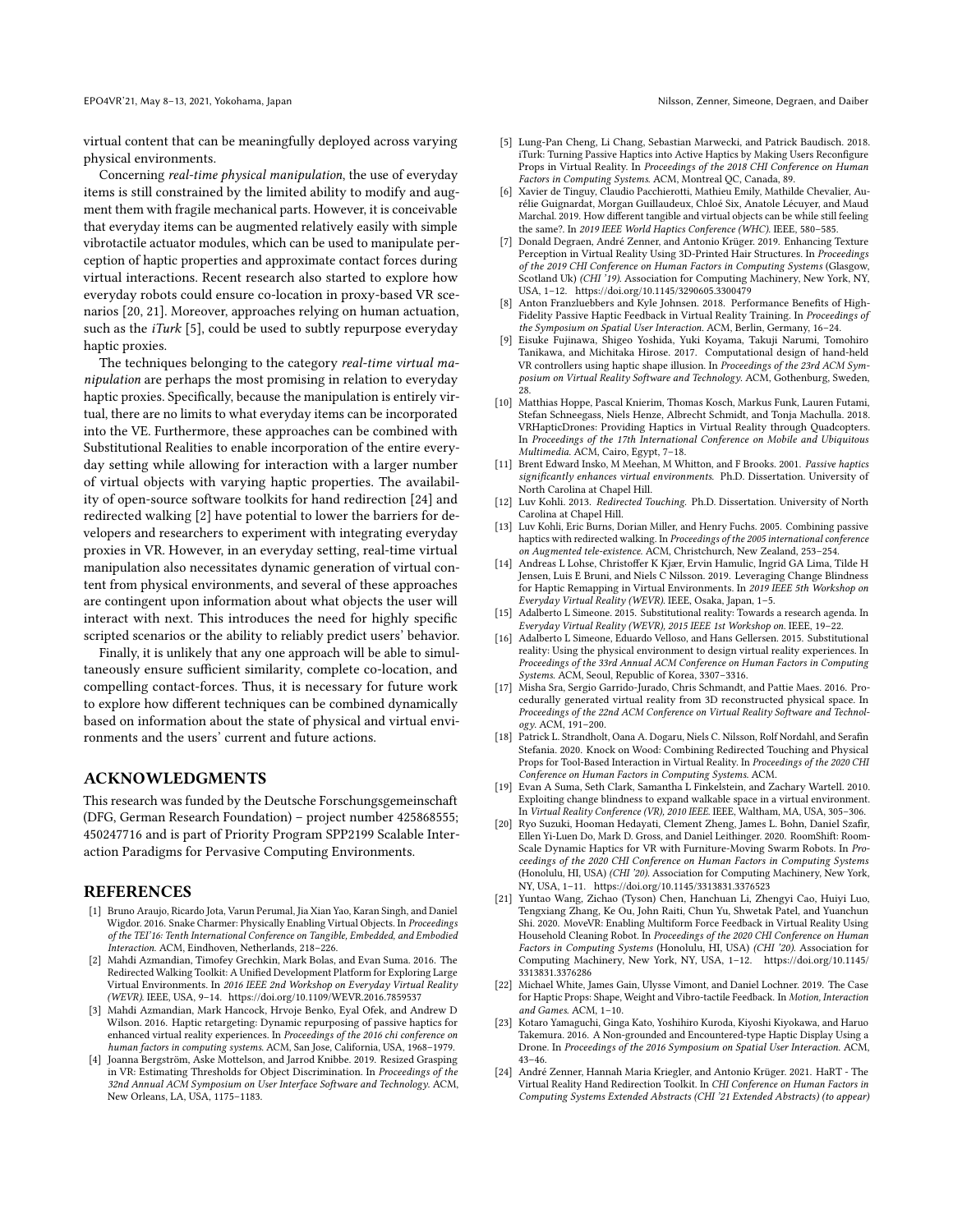virtual content that can be meaningfully deployed across varying physical environments.

Concerning *real-time physical manipulation*, the use of everyday items is still constrained by the limited ability to modify and augment them with fragile mechanical parts. However, it is conceivable that everyday items can be augmented relatively easily with simple vibrotactile actuator modules, which can be used to manipulate perception of haptic properties and approximate contact forces during virtual interactions. Recent research also started to explore how everyday robots could ensure co-location in proxy-based VR scenarios [20, 21]. Moreover, approaches relying on human actuation, such as the *iTurk* [5], could be used to subtly repurpose everyday haptic proxies.

The techniques belonging to the category *real-time virtual manipulation* are perhaps the most promising in relation to everyday haptic proxies. Specifically, because the manipulation is entirely virtual, there are no limits to what everyday items can be incorporated into the VE. Furthermore, these approaches can be combined with Substitutional Realities to enable incorporation of the entire everyday setting while allowing for interaction with a larger number of virtual objects with varying haptic properties. The availability of open-source software toolkits for hand redirection [24] and redirected walking [2] have potential to lower the barriers for developers and researchers to experiment with integrating everyday proxies in VR. However, in an everyday setting, real-time virtual manipulation also necessitates dynamic generation of virtual content from physical environments, and several of these approaches are contingent upon information about what objects the user will interact with next. This introduces the need for highly specific scripted scenarios or the ability to reliably predict users' behavior.

Finally, it is unlikely that any one approach will be able to simultaneously ensure sufficient similarity, complete co-location, and compelling contact-forces. Thus, it is necessary for future work to explore how different techniques can be combined dynamically based on information about the state of physical and virtual environments and the users' current and future actions.

## ACKNOWLEDGMENTS

This research was funded by the Deutsche Forschungsgemeinschaft (DFG, German Research Foundation) – project number 425868555; 450247716 and is part of Priority Program SPP2199 Scalable Interaction Paradigms for Pervasive Computing Environments.

## REFERENCES

[1] Bruno Araujo, Ricardo Jota, Varun Perumal, Jia Xian Yao, Karan Singh, and Daniel Wigdor. 2016. Snake Charmer: Physically Enabling Virtual Objects. In *Proceedings of the TEI'16: Tenth International Conference on Tangible, Embedded, and Embodied Interaction*. ACM, Eindhoven, Netherlands, 218–226.

[2] Mahdi Azmandian, Timofey Grechkin, Mark Bolas, and Evan Suma. 2016. The Redirected Walking Toolkit: A Unified Development Platform for Exploring Large Virtual Environments. In *2016 IEEE 2nd Workshop on Everyday Virtual Reality (WEVR)*. IEEE, USA, 9–14. https://doi.org/10.1109/WEVR.2016.7859537

[3] Mahdi Azmandian, Mark Hancock, Hrvoje Benko, Eyal Ofek, and Andrew D Wilson. 2016. Haptic retargeting: Dynamic repurposing of passive haptics for enhanced virtual reality experiences. In *Proceedings of the 2016 chi conference on human factors in computing systems*. ACM, San Jose, California, USA, 1968–1979.

[4] Joanna Bergström, Aske Mottelson, and Jarrod Knibbe. 2019. Resized Grasping in VR: Estimating Thresholds for Object Discrimination. In *Proceedings of the 32nd Annual ACM Symposium on User Interface Software and Technology*. ACM, New Orleans, LA, USA, 1175–1183.

[5] Lung-Pan Cheng, Li Chang, Sebastian Marwecki, and Patrick Baudisch. 2018. iTurk: Turning Passive Haptics into Active Haptics by Making Users Reconfigure Props in Virtual Reality. In *Proceedings of the 2018 CHI Conference on Human Factors in Computing Systems*. ACM, Montreal QC, Canada, 89.

[6] Xavier de Tinguy, Claudio Pacchierotti, Mathieu Emily, Mathilde Chevalier, Aurélie Guignardat, Morgan Guillaudeux, Chloé Six, Anatole Lécuyer, and Maud Marchal. 2019. How different tangible and virtual objects can be while still feeling the same?. In *2019 IEEE World Haptics Conference (WHC)*. IEEE, 580–585.

[7] Donald Degraen, André Zenner, and Antonio Krüger. 2019. Enhancing Texture Perception in Virtual Reality Using 3D-Printed Hair Structures. In *Proceedings of the 2019 CHI Conference on Human Factors in Computing Systems* (Glasgow, Scotland Uk) *(CHI '19)*. Association for Computing Machinery, New York, NY, USA, 1–12. https://doi.org/10.1145/3290605.3300479

[8] Anton Franzluebbers and Kyle Johnsen. 2018. Performance Benefits of High-Fidelity Passive Haptic Feedback in Virtual Reality Training. In *Proceedings of the Symposium on Spatial User Interaction*. ACM, Berlin, Germany, 16–24.

[9] Eisuke Fujinawa, Shigeo Yoshida, Yuki Koyama, Takuji Narumi, Tomohiro Tanikawa, and Michitaka Hirose. 2017. Computational design of hand-held VR controllers using haptic shape illusion. In *Proceedings of the 23rd ACM Symposium on Virtual Reality Software and Technology*. ACM, Gothenburg, Sweden, 28.

[10] Matthias Hoppe, Pascal Knierim, Thomas Kosch, Markus Funk, Lauren Futami, Stefan Schneegass, Niels Henze, Albrecht Schmidt, and Tonja Machulla. 2018. VRHapticDrones: Providing Haptics in Virtual Reality through Quadcopters. In *Proceedings of the 17th International Conference on Mobile and Ubiquitous Multimedia*. ACM, Cairo, Egypt, 7–18.

[11] Brent Edward Insko, M Meehan, M Whitton, and F Brooks. 2001. *Passive haptics significantly enhances virtual environments*. Ph.D. Dissertation. University of North Carolina at Chapel Hill.

[12] Luv Kohli. 2013. *Redirected Touching*. Ph.D. Dissertation. University of North Carolina at Chapel Hill.

[13] Luv Kohli, Eric Burns, Dorian Miller, and Henry Fuchs. 2005. Combining passive haptics with redirected walking. In *Proceedings of the 2005 international conference on Augmented tele-existence*. ACM, Christchurch, New Zealand, 253–254.

[14] Andreas L Lohse, Christoffer K Kjær, Ervin Hamulic, Ingrid GA Lima, Tilde H Jensen, Luis E Bruni, and Niels C Nilsson. 2019. Leveraging Change Blindness for Haptic Remapping in Virtual Environments. In *2019 IEEE 5th Workshop on Everyday Virtual Reality (WEVR)*. IEEE, Osaka, Japan, 1–5.

[15] Adalberto L Simeone. 2015. Substitutional reality: Towards a research agenda. In *Everyday Virtual Reality (WEVR), 2015 IEEE 1st Workshop on*. IEEE, 19–22.

[16] Adalberto L Simeone, Eduardo Velloso, and Hans Gellersen. 2015. Substitutional reality: Using the physical environment to design virtual reality experiences. In *Proceedings of the 33rd Annual ACM Conference on Human Factors in Computing Systems*. ACM, Seoul, Republic of Korea, 3307–3316.

[17] Misha Sra, Sergio Garrido-Jurado, Chris Schmandt, and Pattie Maes. 2016. Procedurally generated virtual reality from 3D reconstructed physical space. In *Proceedings of the 22nd ACM Conference on Virtual Reality Software and Technology*. ACM, 191–200.

[18] Patrick L. Strandholt, Oana A. Dogaru, Niels C. Nilsson, Rolf Nordahl, and Serafin Stefania. 2020. Knock on Wood: Combining Redirected Touching and Physical Props for Tool-Based Interaction in Virtual Reality. In *Proceedings of the 2020 CHI Conference on Human Factors in Computing Systems*. ACM.

[19] Evan A Suma, Seth Clark, Samantha L Finkelstein, and Zachary Wartell. 2010. Exploiting change blindness to expand walkable space in a virtual environment. In *Virtual Reality Conference (VR), 2010 IEEE*. IEEE, Waltham, MA, USA, 305–306.

[20] Ryo Suzuki, Hooman Hedayati, Clement Zheng, James L. Bohn, Daniel Szafir, Ellen Yi-Luen Do, Mark D. Gross, and Daniel Leithinger. 2020. RoomShift: Room-Scale Dynamic Haptics for VR with Furniture-Moving Swarm Robots. In *Proceedings of the 2020 CHI Conference on Human Factors in Computing Systems* (Honolulu, HI, USA) *(CHI '20)*. Association for Computing Machinery, New York, NY, USA, 1–11. https://doi.org/10.1145/3313831.3376523

[21] Yuntao Wang, Zichao (Tyson) Chen, Hanchuan Li, Zhengyi Cao, Huiyi Luo, Tengxiang Zhang, Ke Ou, John Raiti, Chun Yu, Shwetak Patel, and Yuanchun Shi. 2020. MoveVR: Enabling Multiform Force Feedback in Virtual Reality Using Household Cleaning Robot. In *Proceedings of the 2020 CHI Conference on Human Factors in Computing Systems* (Honolulu, HI, USA) *(CHI '20)*. Association for Computing Machinery, New York, NY, USA, 1–12. https://doi.org/10.1145/3313831.3376286

[22] Michael White, James Gain, Ulysse Vimont, and Daniel Lochner. 2019. The Case for Haptic Props: Shape, Weight and Vibro-tactile Feedback. In *Motion, Interaction and Games*. ACM, 1–10.

[23] Kotaro Yamaguchi, Ginga Kato, Yoshihiro Kuroda, Kiyoshi Kiyokawa, and Haruo Takemura. 2016. A Non-grounded and Encountered-type Haptic Display Using a Drone. In *Proceedings of the 2016 Symposium on Spatial User Interaction*. ACM, 43–46.

[24] André Zenner, Hannah Maria Kriegler, and Antonio Krüger. 2021. HaRT - The Virtual Reality Hand Redirection Toolkit. In *CHI Conference on Human Factors in Computing Systems Extended Abstracts (CHI '21 Extended Abstracts) (to appear)*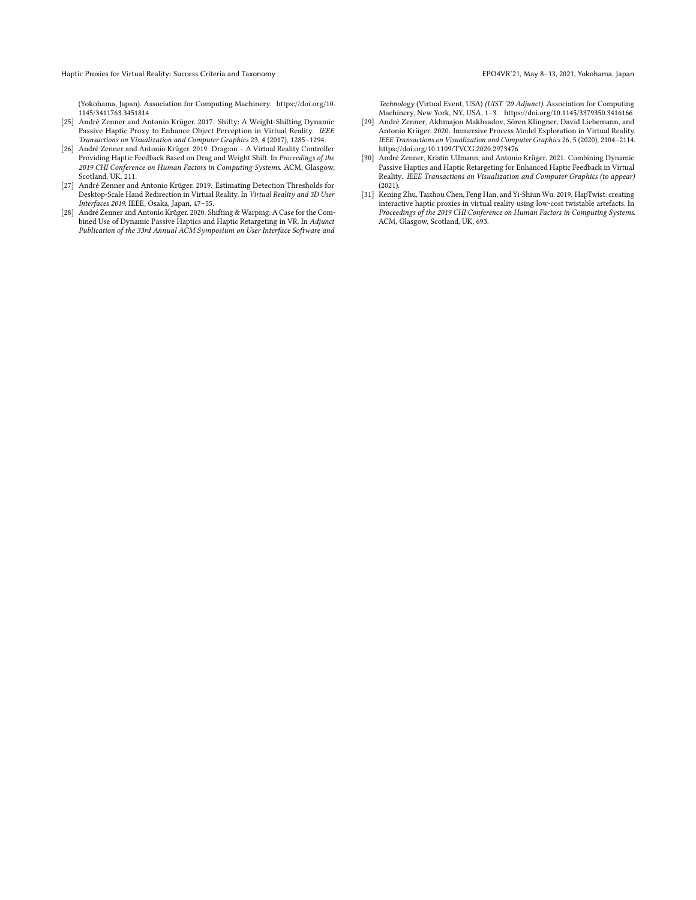(Yokohama, Japan). Association for Computing Machinery. https://doi.org/10.1145/3411763.3451814

[25] André Zenner and Antonio Krüger. 2017. Shifty: A Weight-Shifting Dynamic Passive Haptic Proxy to Enhance Object Perception in Virtual Reality. *IEEE Transactions on Visualization and Computer Graphics* 23, 4 (2017), 1285–1294.

[26] André Zenner and Antonio Krüger. 2019. Drag:on – A Virtual Reality Controller Providing Haptic Feedback Based on Drag and Weight Shift. In *Proceedings of the 2019 CHI Conference on Human Factors in Computing Systems*. ACM, Glasgow, Scotland, UK, 211.

[27] André Zenner and Antonio Krüger. 2019. Estimating Detection Thresholds for Desktop-Scale Hand Redirection in Virtual Reality. In *Virtual Reality and 3D User Interfaces 2019*. IEEE, Osaka, Japan, 47–55.

[28] André Zenner and Antonio Krüger. 2020. Shifting & Warping: A Case for the Combined Use of Dynamic Passive Haptics and Haptic Retargeting in VR. In *Adjunct Publication of the 33rd Annual ACM Symposium on User Interface Software and Technology* (Virtual Event, USA) *(UIST '20 Adjunct)*. Association for Computing Machinery, New York, NY, USA, 1–3. https://doi.org/10.1145/3379350.3416166

[29] André Zenner, Akhmajon Makhsadov, Sören Klingner, David Liebemann, and Antonio Krüger. 2020. Immersive Process Model Exploration in Virtual Reality. *IEEE Transactions on Visualization and Computer Graphics* 26, 5 (2020), 2104–2114. https://doi.org/10.1109/TVCG.2020.2973476

[30] André Zenner, Kristin Ullmann, and Antonio Krüger. 2021. Combining Dynamic Passive Haptics and Haptic Retargeting for Enhanced Haptic Feedback in Virtual Reality. *IEEE Transactions on Visualization and Computer Graphics (to appear)* (2021).

[31] Kening Zhu, Taizhou Chen, Feng Han, and Yi-Shiun Wu. 2019. HapTwist: creating interactive haptic proxies in virtual reality using low-cost twistable artefacts. In *Proceedings of the 2019 CHI Conference on Human Factors in Computing Systems*. ACM, Glasgow, Scotland, UK, 693.